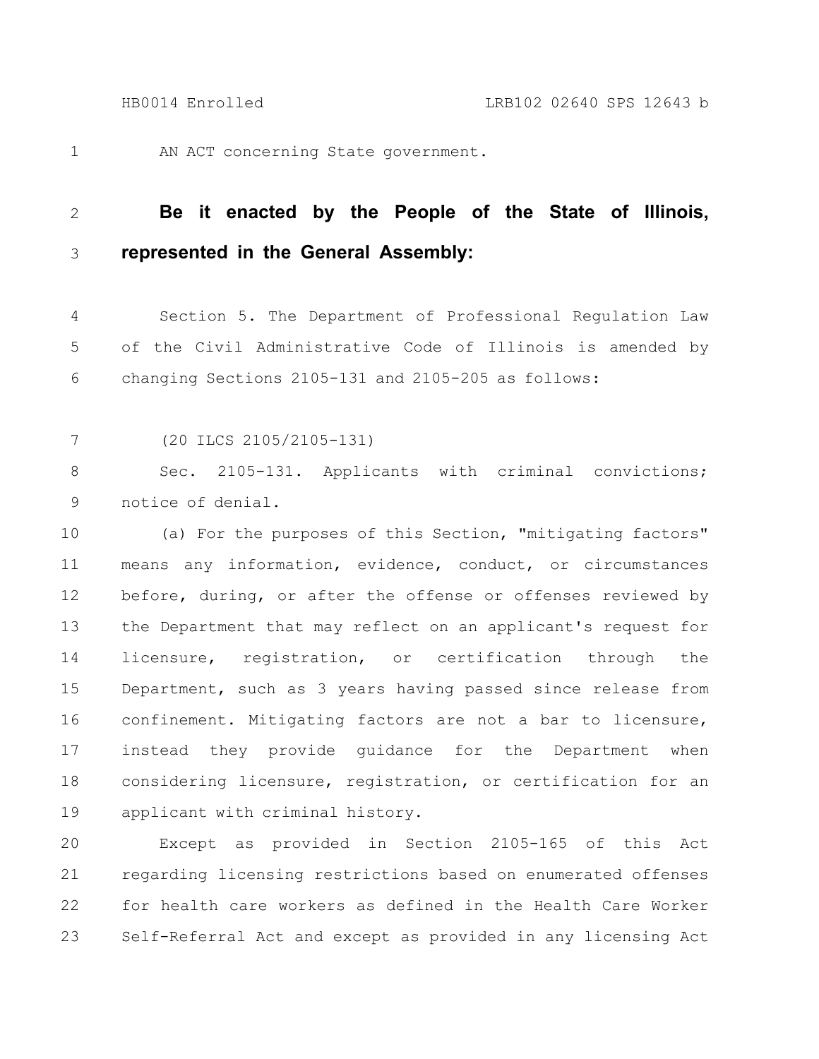AN ACT concerning State government.

**Be it enacted by the People of the State of Illinois, represented in the General Assembly:**

Section 5. The Department of Professional Regulation Law of the Civil Administrative Code of Illinois is amended by changing Sections 2105-131 and 2105-205 as follows:

(20 ILCS 2105/2105-131)

Sec. 2105-131. Applicants with criminal convictions; notice of denial.

(a) For the purposes of this Section, "mitigating factors" means any information, evidence, conduct, or circumstances before, during, or after the offense or offenses reviewed by the Department that may reflect on an applicant's request for licensure, registration, or certification through the Department, such as 3 years having passed since release from confinement. Mitigating factors are not a bar to licensure, instead they provide guidance for the Department when considering licensure, registration, or certification for an applicant with criminal history.

Except as provided in Section 2105-165 of this Act regarding licensing restrictions based on enumerated offenses for health care workers as defined in the Health Care Worker Self-Referral Act and except as provided in any licensing Act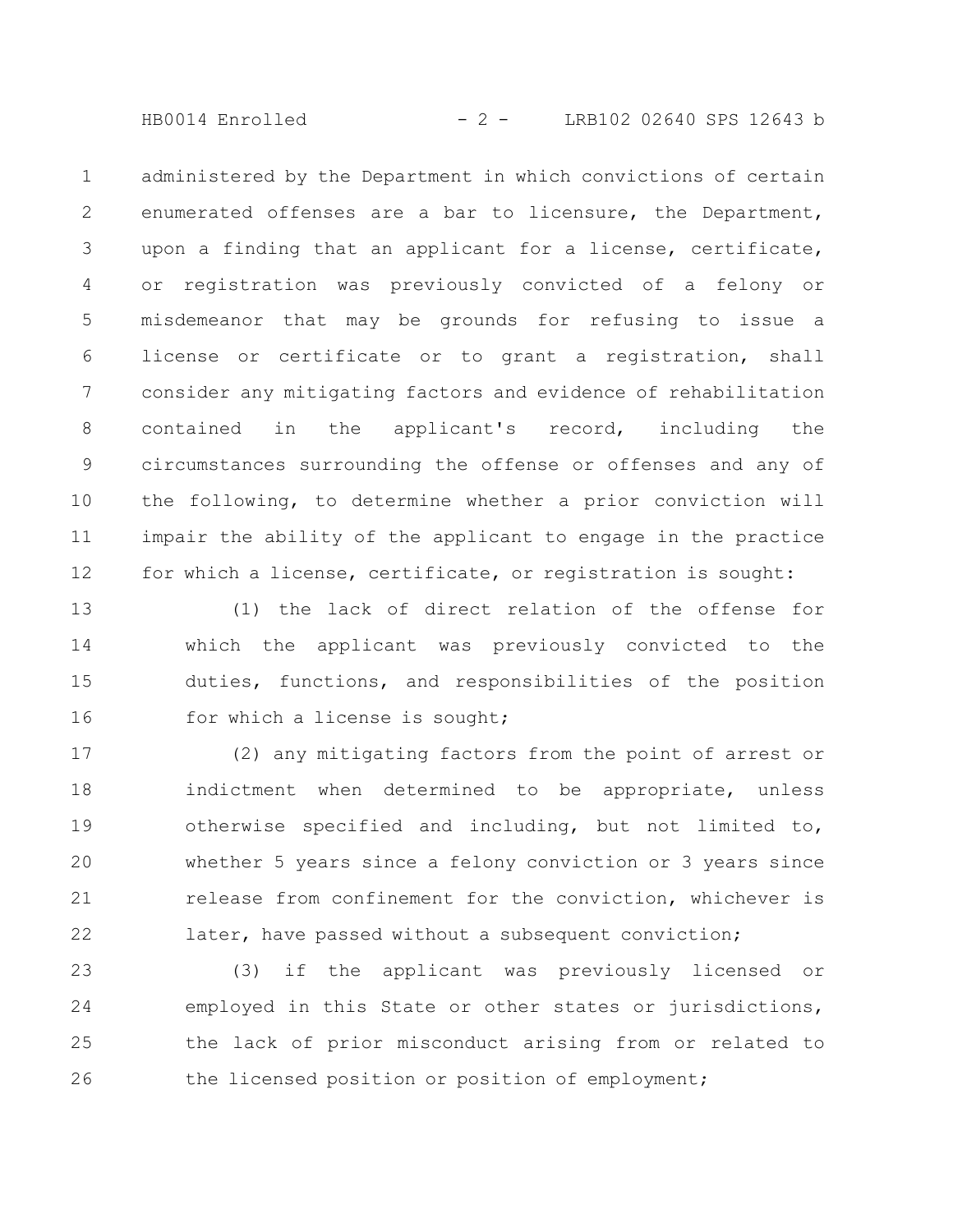administered by the Department in which convictions of certain enumerated offenses are a bar to licensure, the Department, upon a finding that an applicant for a license, certificate, or registration was previously convicted of a felony or misdemeanor that may be grounds for refusing to issue a license or certificate or to grant a registration, shall consider any mitigating factors and evidence of rehabilitation contained in the applicant's record, including the circumstances surrounding the offense or offenses and any of the following, to determine whether a prior conviction will impair the ability of the applicant to engage in the practice for which a license, certificate, or registration is sought:

(1) the lack of direct relation of the offense for which the applicant was previously convicted to the duties, functions, and responsibilities of the position for which a license is sought;

(2) any mitigating factors from the point of arrest or indictment when determined to be appropriate, unless otherwise specified and including, but not limited to, whether 5 years since a felony conviction or 3 years since release from confinement for the conviction, whichever is later, have passed without a subsequent conviction;

(3) if the applicant was previously licensed or employed in this State or other states or jurisdictions, the lack of prior misconduct arising from or related to the licensed position or position of employment;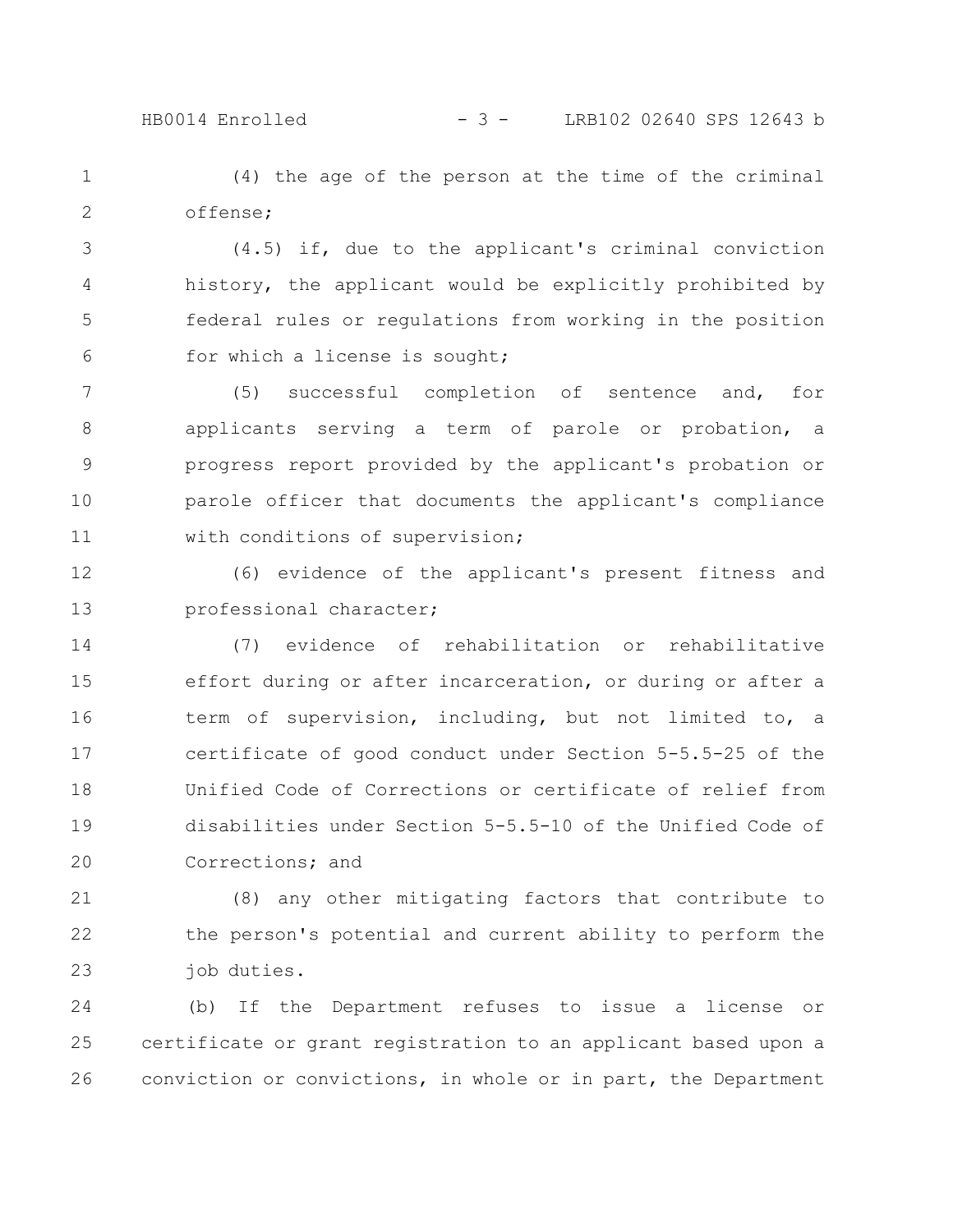(4) the age of the person at the time of the criminal offense;

(4.5) if, due to the applicant's criminal conviction history, the applicant would be explicitly prohibited by federal rules or regulations from working in the position for which a license is sought;

(5) successful completion of sentence and, for applicants serving a term of parole or probation, a progress report provided by the applicant's probation or parole officer that documents the applicant's compliance with conditions of supervision;

(6) evidence of the applicant's present fitness and professional character;

(7) evidence of rehabilitation or rehabilitative effort during or after incarceration, or during or after a term of supervision, including, but not limited to, a certificate of good conduct under Section 5-5.5-25 of the Unified Code of Corrections or certificate of relief from disabilities under Section 5-5.5-10 of the Unified Code of Corrections; and

(8) any other mitigating factors that contribute to the person's potential and current ability to perform the job duties.

(b) If the Department refuses to issue a license or certificate or grant registration to an applicant based upon a conviction or convictions, in whole or in part, the Department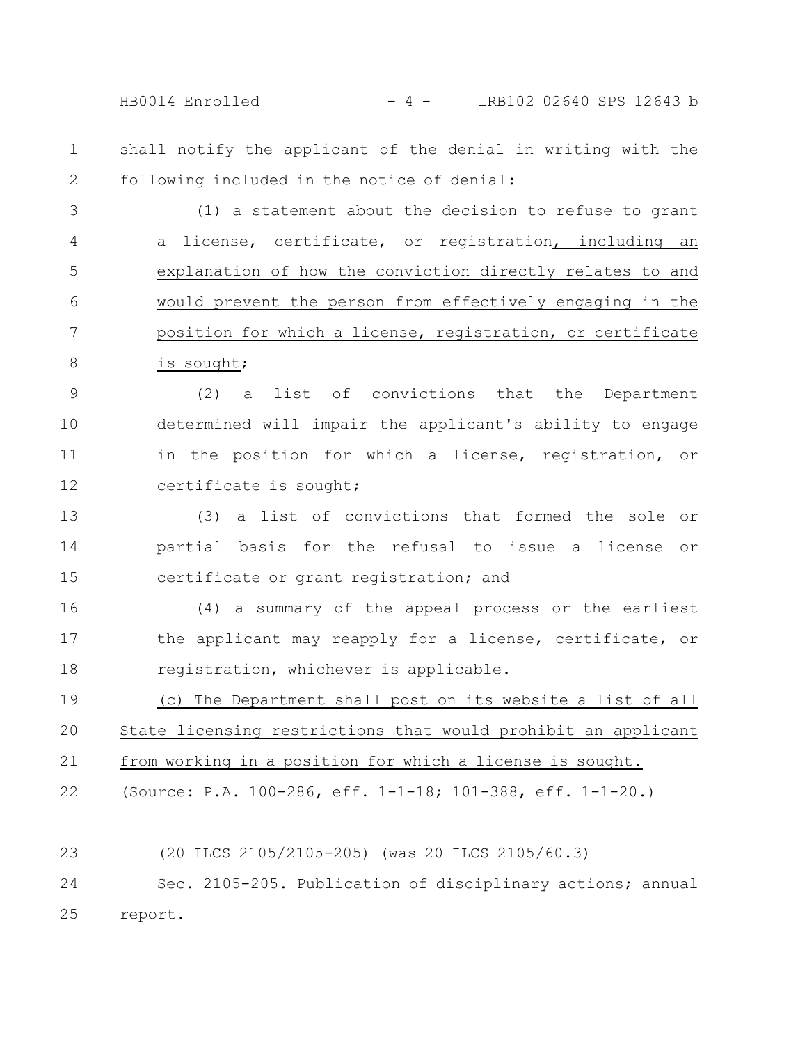shall notify the applicant of the denial in writing with the following included in the notice of denial:

(1) a statement about the decision to refuse to grant a license, certificate, or registration, including an explanation of how the conviction directly relates to and would prevent the person from effectively engaging in the position for which a license, registration, or certificate is sought;

(2) a list of convictions that the Department determined will impair the applicant's ability to engage in the position for which a license, registration, or certificate is sought;

(3) a list of convictions that formed the sole or partial basis for the refusal to issue a license or certificate or grant registration; and

(4) a summary of the appeal process or the earliest the applicant may reapply for a license, certificate, or registration, whichever is applicable.

(c) The Department shall post on its website a list of all State licensing restrictions that would prohibit an applicant from working in a position for which a license is sought.

(Source: P.A. 100-286, eff. 1-1-18; 101-388, eff. 1-1-20.)

(20 ILCS 2105/2105-205) (was 20 ILCS 2105/60.3)

Sec. 2105-205. Publication of disciplinary actions; annual report.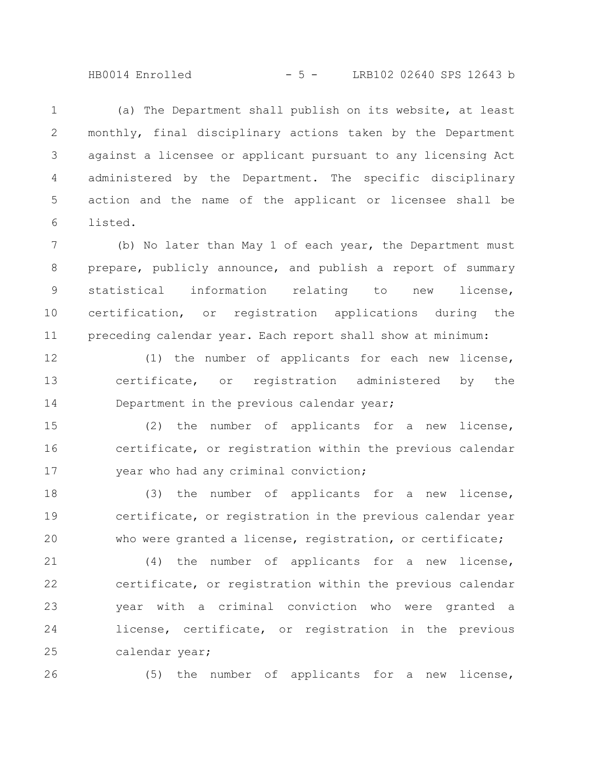(a) The Department shall publish on its website, at least monthly, final disciplinary actions taken by the Department against a licensee or applicant pursuant to any licensing Act administered by the Department. The specific disciplinary action and the name of the applicant or licensee shall be listed.

(b) No later than May 1 of each year, the Department must prepare, publicly announce, and publish a report of summary statistical information relating to new license, certification, or registration applications during the preceding calendar year. Each report shall show at minimum:

(1) the number of applicants for each new license, certificate, or registration administered by the Department in the previous calendar year;

(2) the number of applicants for a new license, certificate, or registration within the previous calendar year who had any criminal conviction;

(3) the number of applicants for a new license, certificate, or registration in the previous calendar year who were granted a license, registration, or certificate;

(4) the number of applicants for a new license, certificate, or registration within the previous calendar year with a criminal conviction who were granted a license, certificate, or registration in the previous calendar year;

(5) the number of applicants for a new license,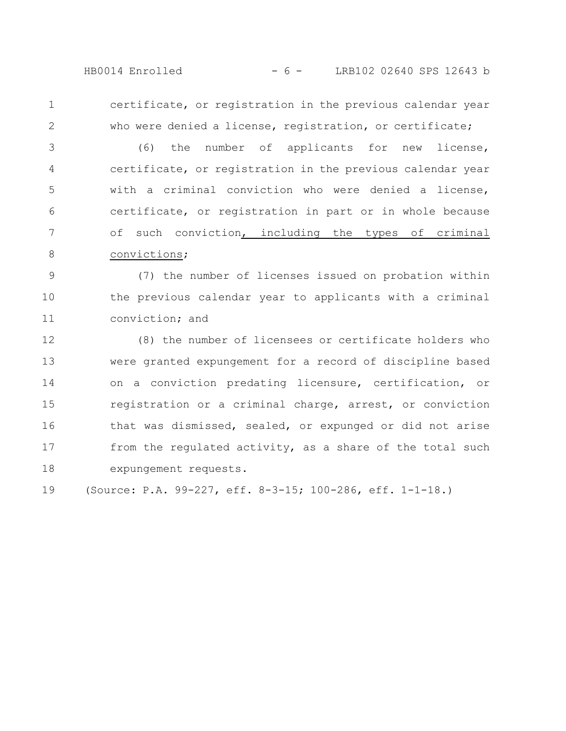certificate, or registration in the previous calendar year who were denied a license, registration, or certificate;

(6) the number of applicants for new license, certificate, or registration in the previous calendar year with a criminal conviction who were denied a license, certificate, or registration in part or in whole because of such conviction, including the types of criminal convictions;

(7) the number of licenses issued on probation within the previous calendar year to applicants with a criminal conviction; and

(8) the number of licensees or certificate holders who were granted expungement for a record of discipline based on a conviction predating licensure, certification, or registration or a criminal charge, arrest, or conviction that was dismissed, sealed, or expunged or did not arise from the regulated activity, as a share of the total such expungement requests.

(Source: P.A. 99-227, eff. 8-3-15; 100-286, eff. 1-1-18.)